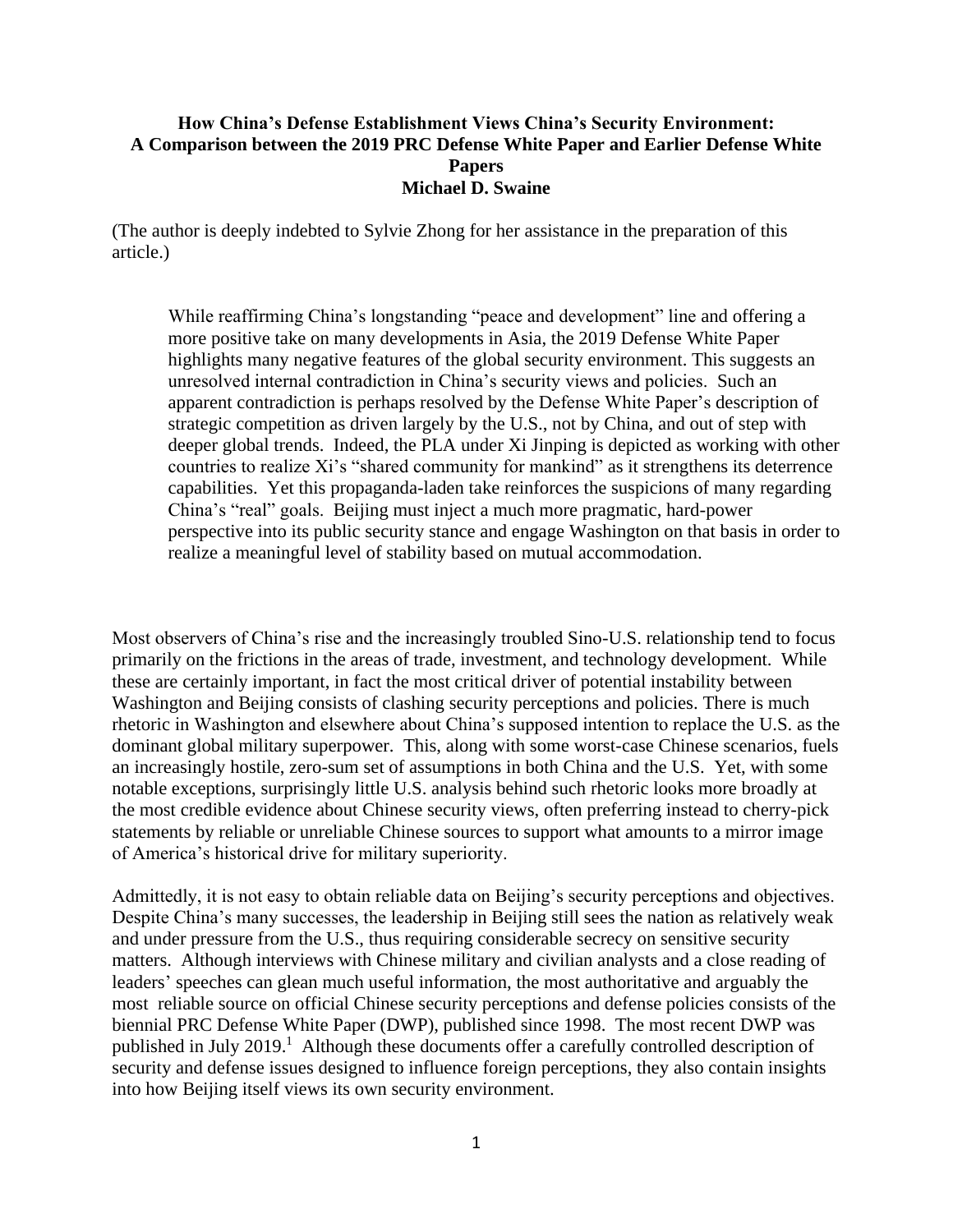**How China's Defense Establishment Views China's Security Environment: A Comparison between the 2019 PRC Defense White Paper and Earlier Defense White Papers**

**Michael D. Swaine**

(The author is deeply indebted to Sylvie Zhong for her assistance in the preparation of this article.)

> While reaffirming China's longstanding "peace and development" line and offering a more positive take on many developments in Asia, the 2019 Defense White Paper highlights many negative features of the global security environment. This suggests an unresolved internal contradiction in China's security views and policies. Such an apparent contradiction is perhaps resolved by the Defense White Paper's description of strategic competition as driven largely by the U.S., not by China, and out of step with deeper global trends. Indeed, the PLA under Xi Jinping is depicted as working with other countries to realize Xi's "shared community for mankind" as it strengthens its deterrence capabilities. Yet this propaganda-laden take reinforces the suspicions of many regarding China's "real" goals. Beijing must inject a much more pragmatic, hard-power perspective into its public security stance and engage Washington on that basis in order to realize a meaningful level of stability based on mutual accommodation.

Most observers of China's rise and the increasingly troubled Sino-U.S. relationship tend to focus primarily on the frictions in the areas of trade, investment, and technology development. While these are certainly important, in fact the most critical driver of potential instability between Washington and Beijing consists of clashing security perceptions and policies. There is much rhetoric in Washington and elsewhere about China's supposed intention to replace the U.S. as the dominant global military superpower. This, along with some worst-case Chinese scenarios, fuels an increasingly hostile, zero-sum set of assumptions in both China and the U.S. Yet, with some notable exceptions, surprisingly little U.S. analysis behind such rhetoric looks more broadly at the most credible evidence about Chinese security views, often preferring instead to cherry-pick statements by reliable or unreliable Chinese sources to support what amounts to a mirror image of America's historical drive for military superiority.

Admittedly, it is not easy to obtain reliable data on Beijing's security perceptions and objectives. Despite China's many successes, the leadership in Beijing still sees the nation as relatively weak and under pressure from the U.S., thus requiring considerable secrecy on sensitive security matters. Although interviews with Chinese military and civilian analysts and a close reading of leaders' speeches can glean much useful information, the most authoritative and arguably the most reliable source on official Chinese security perceptions and defense policies consists of the biennial PRC Defense White Paper (DWP), published since 1998. The most recent DWP was published in July 2019.[1] Although these documents offer a carefully controlled description of security and defense issues designed to influence foreign perceptions, they also contain insights into how Beijing itself views its own security environment.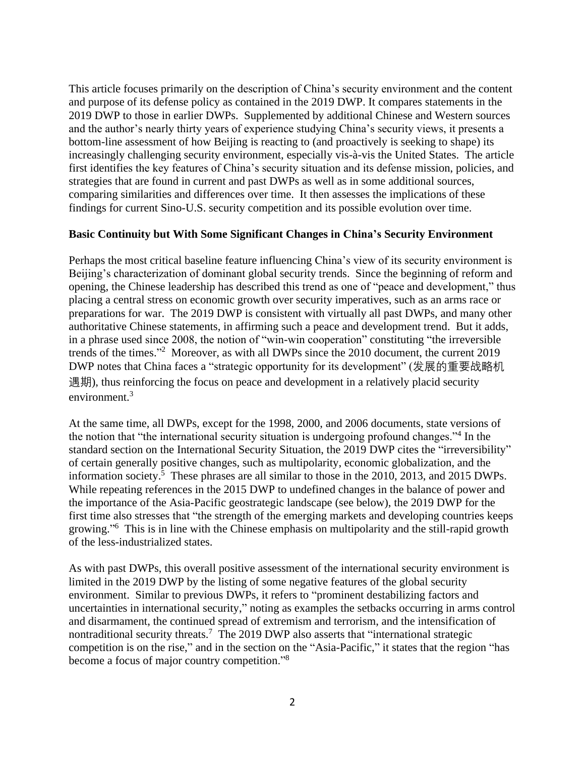This article focuses primarily on the description of China's security environment and the content and purpose of its defense policy as contained in the 2019 DWP. It compares statements in the 2019 DWP to those in earlier DWPs. Supplemented by additional Chinese and Western sources and the author's nearly thirty years of experience studying China's security views, it presents a bottom-line assessment of how Beijing is reacting to (and proactively is seeking to shape) its increasingly challenging security environment, especially vis-à-vis the United States. The article first identifies the key features of China's security situation and its defense mission, policies, and strategies that are found in current and past DWPs as well as in some additional sources, comparing similarities and differences over time. It then assesses the implications of these findings for current Sino-U.S. security competition and its possible evolution over time.

**Basic Continuity but With Some Significant Changes in China's Security Environment**

Perhaps the most critical baseline feature influencing China's view of its security environment is Beijing's characterization of dominant global security trends. Since the beginning of reform and opening, the Chinese leadership has described this trend as one of "peace and development," thus placing a central stress on economic growth over security imperatives, such as an arms race or preparations for war. The 2019 DWP is consistent with virtually all past DWPs, and many other authoritative Chinese statements, in affirming such a peace and development trend. But it adds, in a phrase used since 2008, the notion of "win-win cooperation" constituting "the irreversible trends of the times."[2] Moreover, as with all DWPs since the 2010 document, the current 2019 DWP notes that China faces a "strategic opportunity for its development" (发展的重要战略机遇期), thus reinforcing the focus on peace and development in a relatively placid security environment.[3]

At the same time, all DWPs, except for the 1998, 2000, and 2006 documents, state versions of the notion that "the international security situation is undergoing profound changes."[4] In the standard section on the International Security Situation, the 2019 DWP cites the "irreversibility" of certain generally positive changes, such as multipolarity, economic globalization, and the information society.[5] These phrases are all similar to those in the 2010, 2013, and 2015 DWPs. While repeating references in the 2015 DWP to undefined changes in the balance of power and the importance of the Asia-Pacific geostrategic landscape (see below), the 2019 DWP for the first time also stresses that "the strength of the emerging markets and developing countries keeps growing."[6] This is in line with the Chinese emphasis on multipolarity and the still-rapid growth of the less-industrialized states.

As with past DWPs, this overall positive assessment of the international security environment is limited in the 2019 DWP by the listing of some negative features of the global security environment. Similar to previous DWPs, it refers to "prominent destabilizing factors and uncertainties in international security," noting as examples the setbacks occurring in arms control and disarmament, the continued spread of extremism and terrorism, and the intensification of nontraditional security threats.[7] The 2019 DWP also asserts that "international strategic competition is on the rise," and in the section on the "Asia-Pacific," it states that the region "has become a focus of major country competition."[8]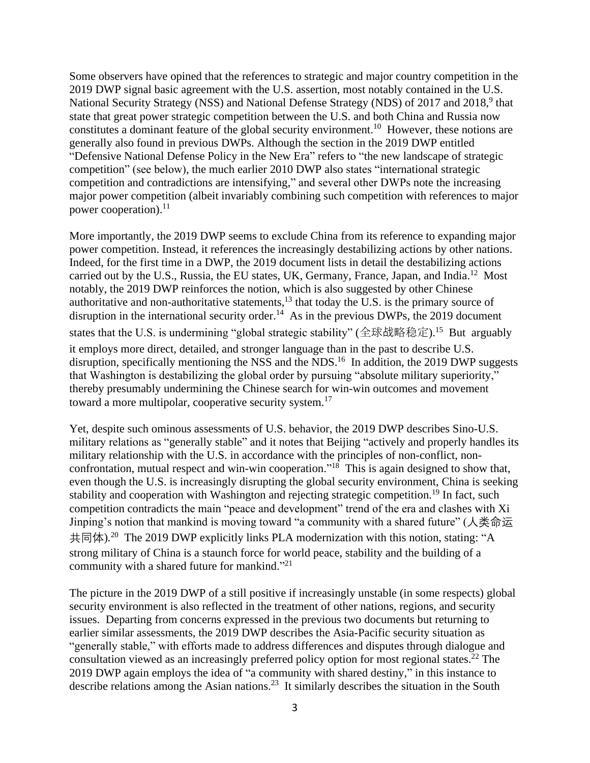Some observers have opined that the references to strategic and major country competition in the 2019 DWP signal basic agreement with the U.S. assertion, most notably contained in the U.S. National Security Strategy (NSS) and National Defense Strategy (NDS) of 2017 and 2018,[9] that state that great power strategic competition between the U.S. and both China and Russia now constitutes a dominant feature of the global security environment.[10] However, these notions are generally also found in previous DWPs. Although the section in the 2019 DWP entitled "Defensive National Defense Policy in the New Era" refers to "the new landscape of strategic competition" (see below), the much earlier 2010 DWP also states "international strategic competition and contradictions are intensifying," and several other DWPs note the increasing major power competition (albeit invariably combining such competition with references to major power cooperation).[11]

More importantly, the 2019 DWP seems to exclude China from its reference to expanding major power competition. Instead, it references the increasingly destabilizing actions by other nations. Indeed, for the first time in a DWP, the 2019 document lists in detail the destabilizing actions carried out by the U.S., Russia, the EU states, UK, Germany, France, Japan, and India.[12] Most notably, the 2019 DWP reinforces the notion, which is also suggested by other Chinese authoritative and non-authoritative statements,[13] that today the U.S. is the primary source of disruption in the international security order.[14] As in the previous DWPs, the 2019 document states that the U.S. is undermining "global strategic stability" (全球战略稳定).[15] But arguably it employs more direct, detailed, and stronger language than in the past to describe U.S. disruption, specifically mentioning the NSS and the NDS.[16] In addition, the 2019 DWP suggests that Washington is destabilizing the global order by pursuing "absolute military superiority," thereby presumably undermining the Chinese search for win-win outcomes and movement toward a more multipolar, cooperative security system.[17]

Yet, despite such ominous assessments of U.S. behavior, the 2019 DWP describes Sino-U.S. military relations as "generally stable" and it notes that Beijing "actively and properly handles its military relationship with the U.S. in accordance with the principles of non-conflict, non-confrontation, mutual respect and win-win cooperation."[18] This is again designed to show that, even though the U.S. is increasingly disrupting the global security environment, China is seeking stability and cooperation with Washington and rejecting strategic competition.[19] In fact, such competition contradicts the main "peace and development" trend of the era and clashes with Xi Jinping's notion that mankind is moving toward "a community with a shared future" (人类命运共同体).[20] The 2019 DWP explicitly links PLA modernization with this notion, stating: "A strong military of China is a staunch force for world peace, stability and the building of a community with a shared future for mankind."[21]

The picture in the 2019 DWP of a still positive if increasingly unstable (in some respects) global security environment is also reflected in the treatment of other nations, regions, and security issues. Departing from concerns expressed in the previous two documents but returning to earlier similar assessments, the 2019 DWP describes the Asia-Pacific security situation as "generally stable," with efforts made to address differences and disputes through dialogue and consultation viewed as an increasingly preferred policy option for most regional states.[22] The 2019 DWP again employs the idea of "a community with shared destiny," in this instance to describe relations among the Asian nations.[23] It similarly describes the situation in the South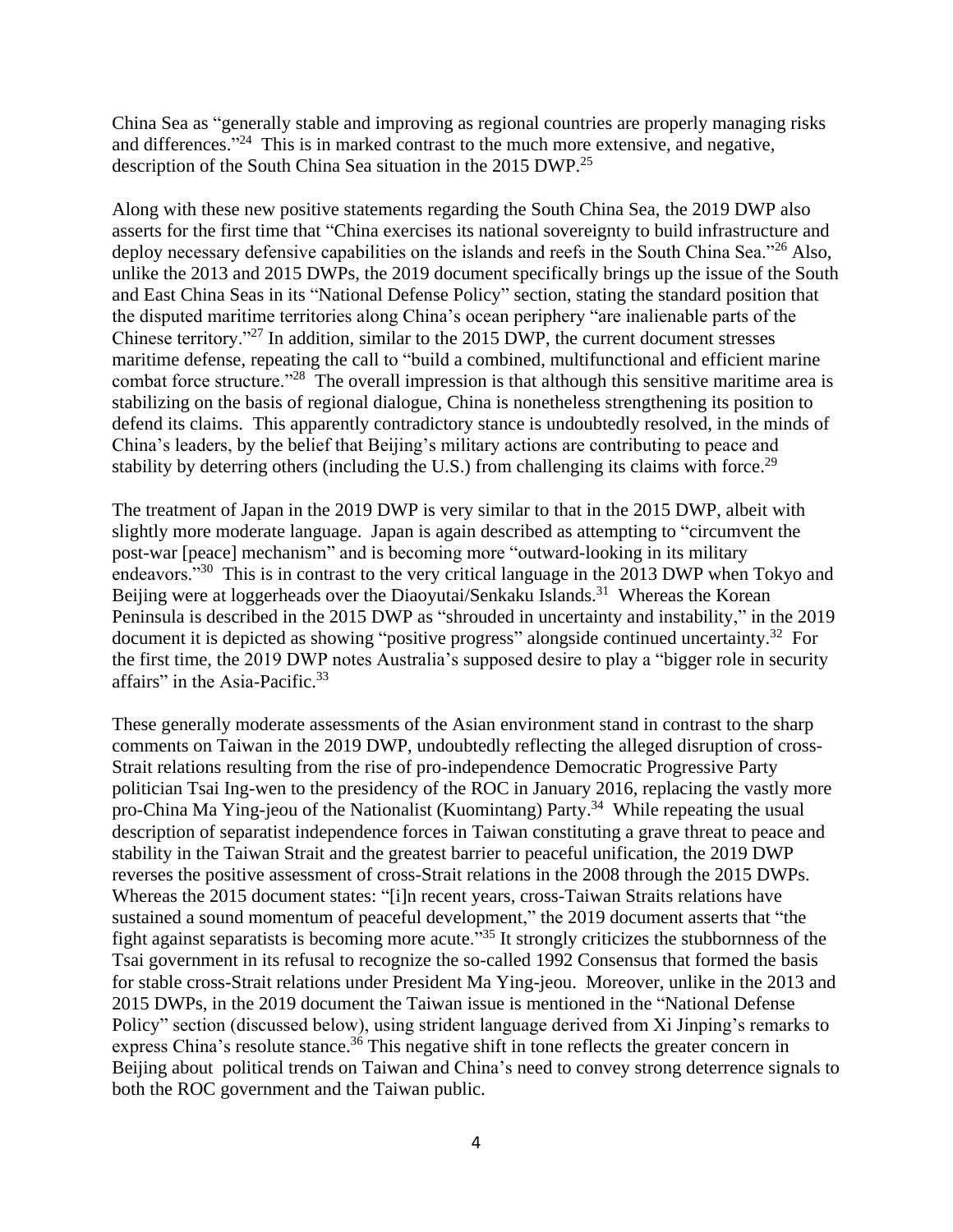China Sea as "generally stable and improving as regional countries are properly managing risks and differences."[24] This is in marked contrast to the much more extensive, and negative, description of the South China Sea situation in the 2015 DWP.[25]

Along with these new positive statements regarding the South China Sea, the 2019 DWP also asserts for the first time that "China exercises its national sovereignty to build infrastructure and deploy necessary defensive capabilities on the islands and reefs in the South China Sea."[26] Also, unlike the 2013 and 2015 DWPs, the 2019 document specifically brings up the issue of the South and East China Seas in its "National Defense Policy" section, stating the standard position that the disputed maritime territories along China's ocean periphery "are inalienable parts of the Chinese territory."[27] In addition, similar to the 2015 DWP, the current document stresses maritime defense, repeating the call to "build a combined, multifunctional and efficient marine combat force structure."[28] The overall impression is that although this sensitive maritime area is stabilizing on the basis of regional dialogue, China is nonetheless strengthening its position to defend its claims. This apparently contradictory stance is undoubtedly resolved, in the minds of China's leaders, by the belief that Beijing's military actions are contributing to peace and stability by deterring others (including the U.S.) from challenging its claims with force.[29]

The treatment of Japan in the 2019 DWP is very similar to that in the 2015 DWP, albeit with slightly more moderate language. Japan is again described as attempting to "circumvent the post-war [peace] mechanism" and is becoming more "outward-looking in its military endeavors."[30] This is in contrast to the very critical language in the 2013 DWP when Tokyo and Beijing were at loggerheads over the Diaoyutai/Senkaku Islands.[31] Whereas the Korean Peninsula is described in the 2015 DWP as "shrouded in uncertainty and instability," in the 2019 document it is depicted as showing "positive progress" alongside continued uncertainty.[32] For the first time, the 2019 DWP notes Australia's supposed desire to play a "bigger role in security affairs" in the Asia-Pacific.[33]

These generally moderate assessments of the Asian environment stand in contrast to the sharp comments on Taiwan in the 2019 DWP, undoubtedly reflecting the alleged disruption of cross-Strait relations resulting from the rise of pro-independence Democratic Progressive Party politician Tsai Ing-wen to the presidency of the ROC in January 2016, replacing the vastly more pro-China Ma Ying-jeou of the Nationalist (Kuomintang) Party.[34] While repeating the usual description of separatist independence forces in Taiwan constituting a grave threat to peace and stability in the Taiwan Strait and the greatest barrier to peaceful unification, the 2019 DWP reverses the positive assessment of cross-Strait relations in the 2008 through the 2015 DWPs. Whereas the 2015 document states: "[i]n recent years, cross-Taiwan Straits relations have sustained a sound momentum of peaceful development," the 2019 document asserts that "the fight against separatists is becoming more acute."[35] It strongly criticizes the stubbornness of the Tsai government in its refusal to recognize the so-called 1992 Consensus that formed the basis for stable cross-Strait relations under President Ma Ying-jeou. Moreover, unlike in the 2013 and 2015 DWPs, in the 2019 document the Taiwan issue is mentioned in the "National Defense Policy" section (discussed below), using strident language derived from Xi Jinping's remarks to express China's resolute stance.[36] This negative shift in tone reflects the greater concern in Beijing about political trends on Taiwan and China's need to convey strong deterrence signals to both the ROC government and the Taiwan public.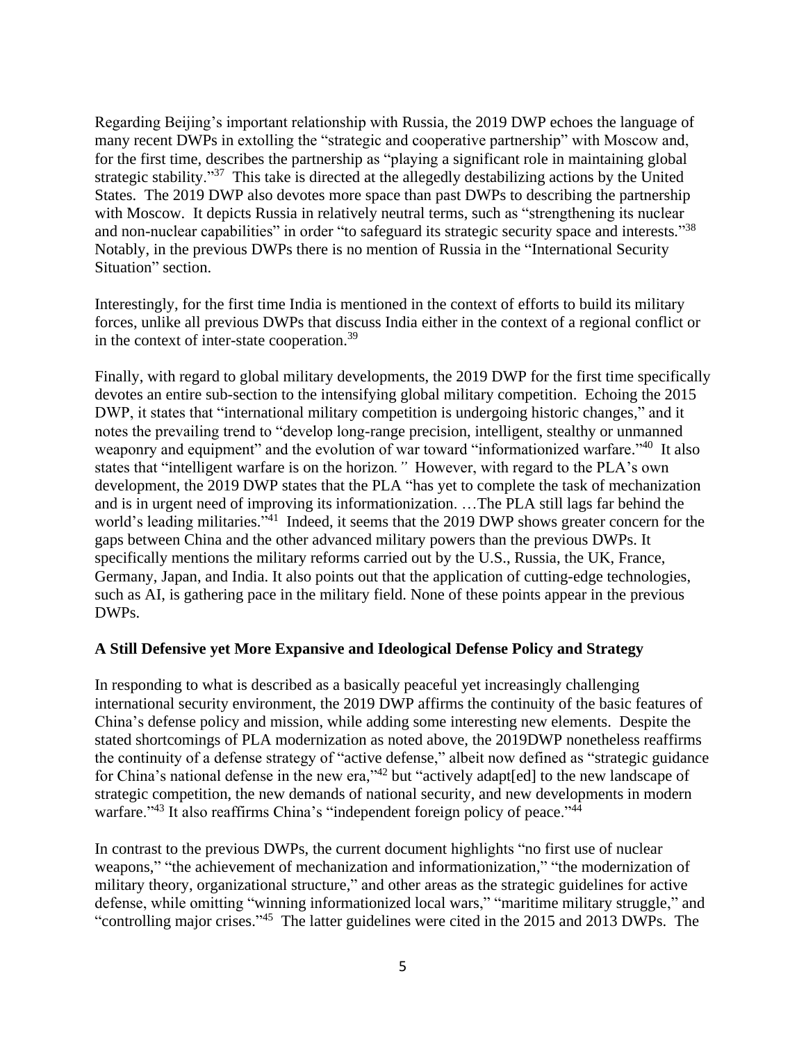Regarding Beijing's important relationship with Russia, the 2019 DWP echoes the language of many recent DWPs in extolling the "strategic and cooperative partnership" with Moscow and, for the first time, describes the partnership as "playing a significant role in maintaining global strategic stability."[37] This take is directed at the allegedly destabilizing actions by the United States. The 2019 DWP also devotes more space than past DWPs to describing the partnership with Moscow. It depicts Russia in relatively neutral terms, such as "strengthening its nuclear and non-nuclear capabilities" in order "to safeguard its strategic security space and interests."[38] Notably, in the previous DWPs there is no mention of Russia in the "International Security Situation" section.

Interestingly, for the first time India is mentioned in the context of efforts to build its military forces, unlike all previous DWPs that discuss India either in the context of a regional conflict or in the context of inter-state cooperation.[39]

Finally, with regard to global military developments, the 2019 DWP for the first time specifically devotes an entire sub-section to the intensifying global military competition. Echoing the 2015 DWP, it states that "international military competition is undergoing historic changes," and it notes the prevailing trend to "develop long-range precision, intelligent, stealthy or unmanned weaponry and equipment" and the evolution of war toward "informationized warfare."[40] It also states that "intelligent warfare is on the horizon*."* However, with regard to the PLA's own development, the 2019 DWP states that the PLA "has yet to complete the task of mechanization and is in urgent need of improving its informationization. …The PLA still lags far behind the world's leading militaries."[41] Indeed, it seems that the 2019 DWP shows greater concern for the gaps between China and the other advanced military powers than the previous DWPs. It specifically mentions the military reforms carried out by the U.S., Russia, the UK, France, Germany, Japan, and India. It also points out that the application of cutting-edge technologies, such as AI, is gathering pace in the military field. None of these points appear in the previous DWPs.

**A Still Defensive yet More Expansive and Ideological Defense Policy and Strategy**

In responding to what is described as a basically peaceful yet increasingly challenging international security environment, the 2019 DWP affirms the continuity of the basic features of China's defense policy and mission, while adding some interesting new elements. Despite the stated shortcomings of PLA modernization as noted above, the 2019DWP nonetheless reaffirms the continuity of a defense strategy of "active defense," albeit now defined as "strategic guidance for China's national defense in the new era,"[42] but "actively adapt[ed] to the new landscape of strategic competition, the new demands of national security, and new developments in modern warfare."[43] It also reaffirms China's "independent foreign policy of peace."[44]

In contrast to the previous DWPs, the current document highlights "no first use of nuclear weapons," "the achievement of mechanization and informationization," "the modernization of military theory, organizational structure," and other areas as the strategic guidelines for active defense, while omitting "winning informationized local wars," "maritime military struggle," and "controlling major crises."[45] The latter guidelines were cited in the 2015 and 2013 DWPs. The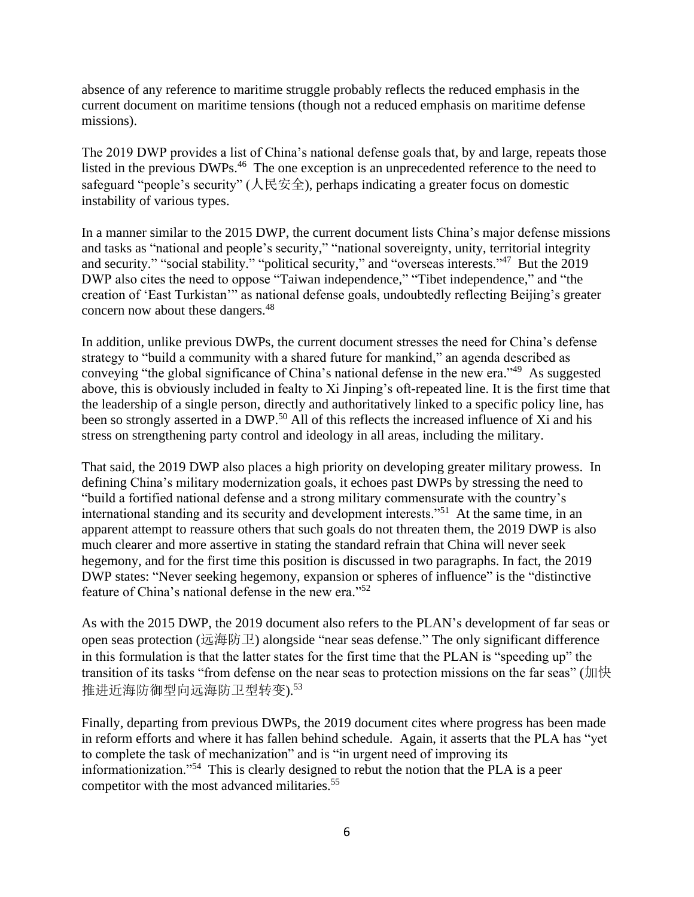absence of any reference to maritime struggle probably reflects the reduced emphasis in the current document on maritime tensions (though not a reduced emphasis on maritime defense missions).

The 2019 DWP provides a list of China's national defense goals that, by and large, repeats those listed in the previous DWPs.[46] The one exception is an unprecedented reference to the need to safeguard "people's security" (人民安全), perhaps indicating a greater focus on domestic instability of various types.

In a manner similar to the 2015 DWP, the current document lists China's major defense missions and tasks as "national and people's security," "national sovereignty, unity, territorial integrity and security." "social stability." "political security," and "overseas interests."[47] But the 2019 DWP also cites the need to oppose "Taiwan independence," "Tibet independence," and "the creation of 'East Turkistan'" as national defense goals, undoubtedly reflecting Beijing's greater concern now about these dangers.[48]

In addition, unlike previous DWPs, the current document stresses the need for China's defense strategy to "build a community with a shared future for mankind," an agenda described as conveying "the global significance of China's national defense in the new era."[49] As suggested above, this is obviously included in fealty to Xi Jinping's oft-repeated line. It is the first time that the leadership of a single person, directly and authoritatively linked to a specific policy line, has been so strongly asserted in a DWP.[50] All of this reflects the increased influence of Xi and his stress on strengthening party control and ideology in all areas, including the military.

That said, the 2019 DWP also places a high priority on developing greater military prowess. In defining China's military modernization goals, it echoes past DWPs by stressing the need to "build a fortified national defense and a strong military commensurate with the country's international standing and its security and development interests."[51] At the same time, in an apparent attempt to reassure others that such goals do not threaten them, the 2019 DWP is also much clearer and more assertive in stating the standard refrain that China will never seek hegemony, and for the first time this position is discussed in two paragraphs. In fact, the 2019 DWP states: "Never seeking hegemony, expansion or spheres of influence" is the "distinctive feature of China's national defense in the new era."[52]

As with the 2015 DWP, the 2019 document also refers to the PLAN's development of far seas or open seas protection (远海防卫) alongside "near seas defense." The only significant difference in this formulation is that the latter states for the first time that the PLAN is "speeding up" the transition of its tasks "from defense on the near seas to protection missions on the far seas" (加快推进近海防御型向远海防卫型转变).[53]

Finally, departing from previous DWPs, the 2019 document cites where progress has been made in reform efforts and where it has fallen behind schedule. Again, it asserts that the PLA has "yet to complete the task of mechanization" and is "in urgent need of improving its informationization."[54] This is clearly designed to rebut the notion that the PLA is a peer competitor with the most advanced militaries.[55]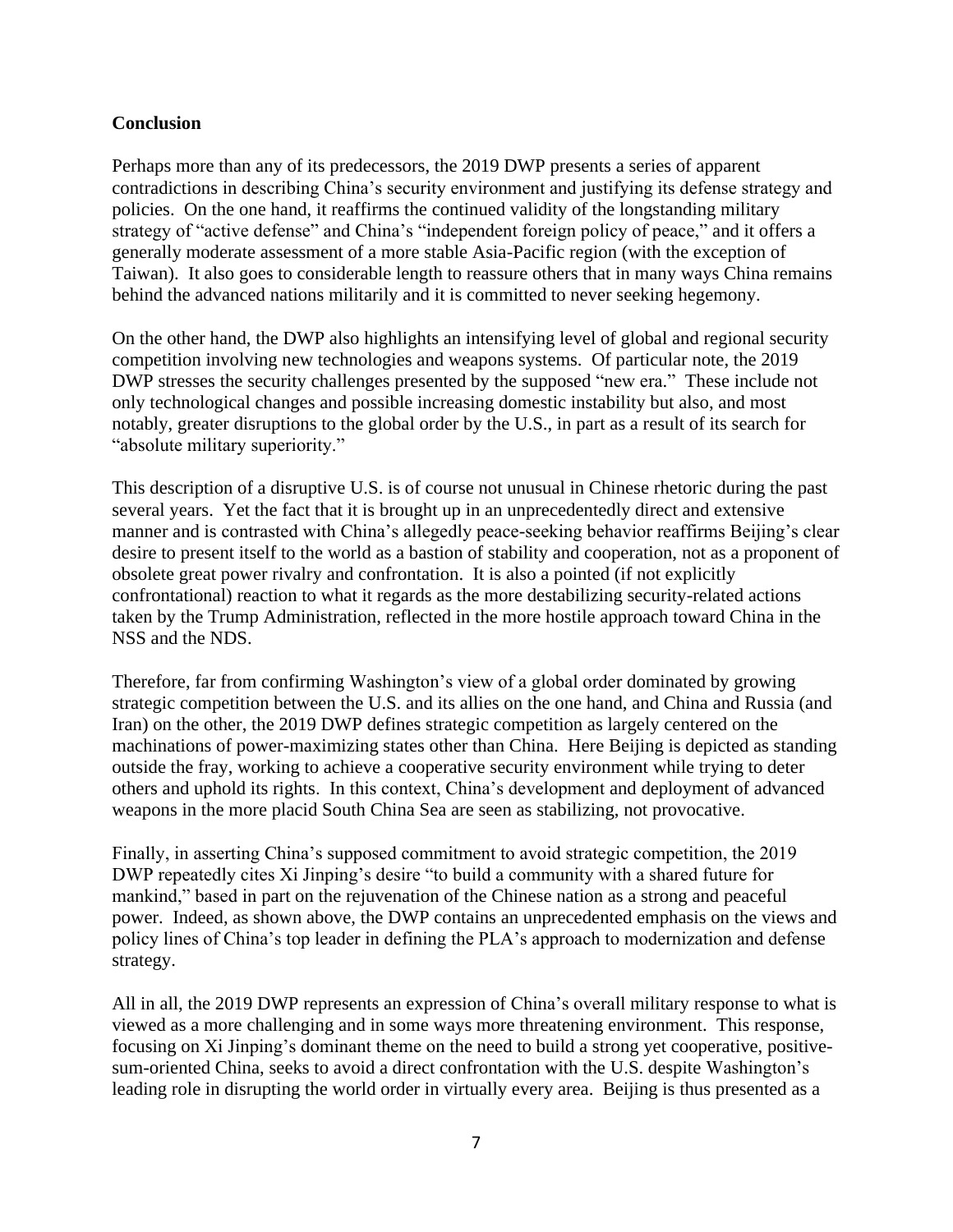**Conclusion**

Perhaps more than any of its predecessors, the 2019 DWP presents a series of apparent contradictions in describing China's security environment and justifying its defense strategy and policies. On the one hand, it reaffirms the continued validity of the longstanding military strategy of "active defense" and China's "independent foreign policy of peace," and it offers a generally moderate assessment of a more stable Asia-Pacific region (with the exception of Taiwan). It also goes to considerable length to reassure others that in many ways China remains behind the advanced nations militarily and it is committed to never seeking hegemony.

On the other hand, the DWP also highlights an intensifying level of global and regional security competition involving new technologies and weapons systems. Of particular note, the 2019 DWP stresses the security challenges presented by the supposed "new era." These include not only technological changes and possible increasing domestic instability but also, and most notably, greater disruptions to the global order by the U.S., in part as a result of its search for "absolute military superiority."

This description of a disruptive U.S. is of course not unusual in Chinese rhetoric during the past several years. Yet the fact that it is brought up in an unprecedentedly direct and extensive manner and is contrasted with China's allegedly peace-seeking behavior reaffirms Beijing's clear desire to present itself to the world as a bastion of stability and cooperation, not as a proponent of obsolete great power rivalry and confrontation. It is also a pointed (if not explicitly confrontational) reaction to what it regards as the more destabilizing security-related actions taken by the Trump Administration, reflected in the more hostile approach toward China in the NSS and the NDS.

Therefore, far from confirming Washington's view of a global order dominated by growing strategic competition between the U.S. and its allies on the one hand, and China and Russia (and Iran) on the other, the 2019 DWP defines strategic competition as largely centered on the machinations of power-maximizing states other than China. Here Beijing is depicted as standing outside the fray, working to achieve a cooperative security environment while trying to deter others and uphold its rights. In this context, China's development and deployment of advanced weapons in the more placid South China Sea are seen as stabilizing, not provocative.

Finally, in asserting China's supposed commitment to avoid strategic competition, the 2019 DWP repeatedly cites Xi Jinping's desire "to build a community with a shared future for mankind," based in part on the rejuvenation of the Chinese nation as a strong and peaceful power. Indeed, as shown above, the DWP contains an unprecedented emphasis on the views and policy lines of China's top leader in defining the PLA's approach to modernization and defense strategy.

All in all, the 2019 DWP represents an expression of China's overall military response to what is viewed as a more challenging and in some ways more threatening environment. This response, focusing on Xi Jinping's dominant theme on the need to build a strong yet cooperative, positive-sum-oriented China, seeks to avoid a direct confrontation with the U.S. despite Washington's leading role in disrupting the world order in virtually every area. Beijing is thus presented as a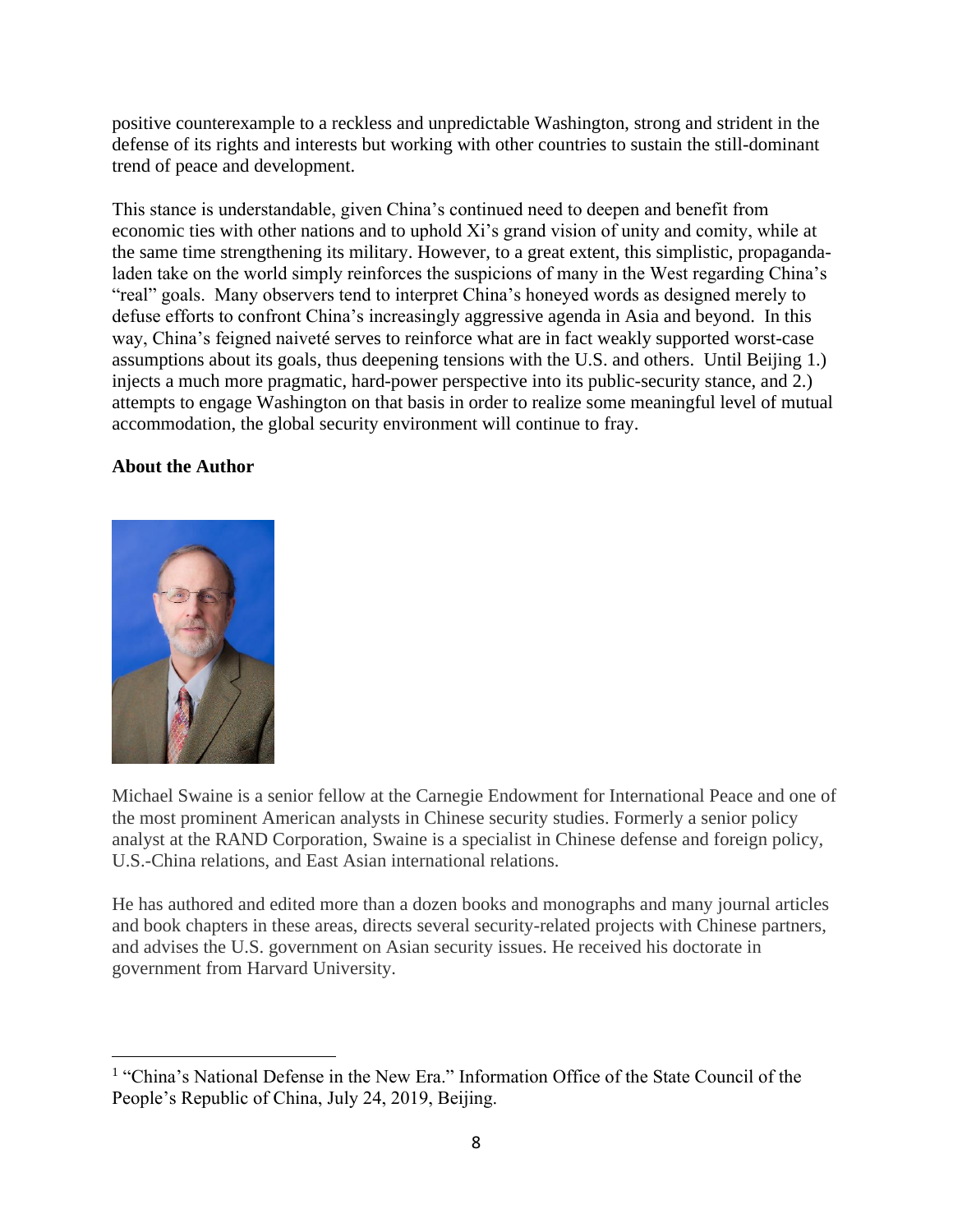positive counterexample to a reckless and unpredictable Washington, strong and strident in the defense of its rights and interests but working with other countries to sustain the still-dominant trend of peace and development.

This stance is understandable, given China's continued need to deepen and benefit from economic ties with other nations and to uphold Xi's grand vision of unity and comity, while at the same time strengthening its military. However, to a great extent, this simplistic, propaganda-laden take on the world simply reinforces the suspicions of many in the West regarding China's "real" goals. Many observers tend to interpret China's honeyed words as designed merely to defuse efforts to confront China's increasingly aggressive agenda in Asia and beyond. In this way, China's feigned naiveté serves to reinforce what are in fact weakly supported worst-case assumptions about its goals, thus deepening tensions with the U.S. and others. Until Beijing 1.) injects a much more pragmatic, hard-power perspective into its public-security stance, and 2.) attempts to engage Washington on that basis in order to realize some meaningful level of mutual accommodation, the global security environment will continue to fray.

**About the Author**

Michael Swaine is a senior fellow at the Carnegie Endowment for International Peace and one of the most prominent American analysts in Chinese security studies. Formerly a senior policy analyst at the RAND Corporation, Swaine is a specialist in Chinese defense and foreign policy, U.S.-China relations, and East Asian international relations.

He has authored and edited more than a dozen books and monographs and many journal articles and book chapters in these areas, directs several security-related projects with Chinese partners, and advises the U.S. government on Asian security issues. He received his doctorate in government from Harvard University.

---

[1] "China's National Defense in the New Era." Information Office of the State Council of the People's Republic of China, July 24, 2019, Beijing.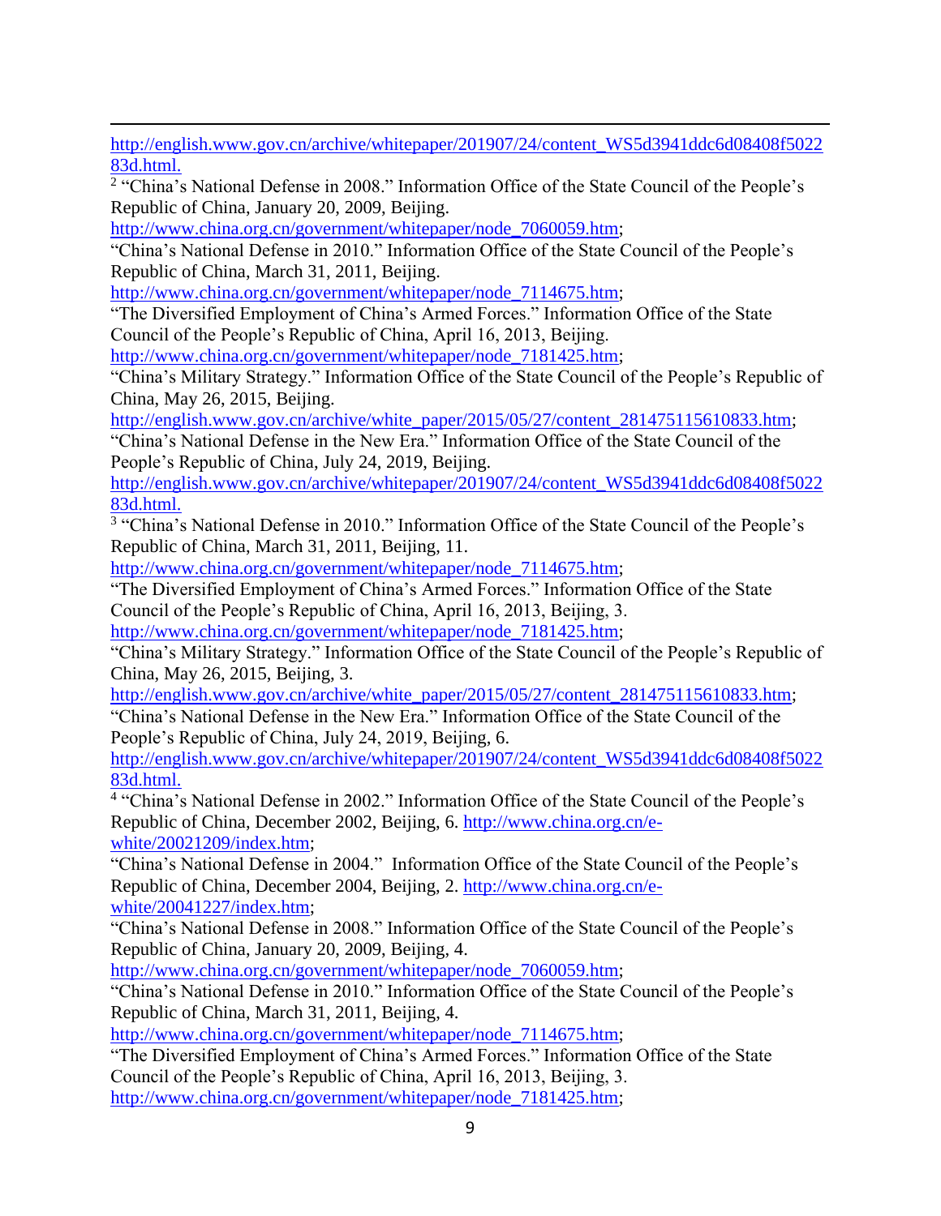http://english.www.gov.cn/archive/whitepaper/201907/24/content_WS5d3941ddc6d08408f502283d.html.

[2] "China's National Defense in 2008." Information Office of the State Council of the People's Republic of China, January 20, 2009, Beijing. http://www.china.org.cn/government/whitepaper/node_7060059.htm; "China's National Defense in 2010." Information Office of the State Council of the People's Republic of China, March 31, 2011, Beijing. http://www.china.org.cn/government/whitepaper/node_7114675.htm; "The Diversified Employment of China's Armed Forces." Information Office of the State Council of the People's Republic of China, April 16, 2013, Beijing. http://www.china.org.cn/government/whitepaper/node_7181425.htm; "China's Military Strategy." Information Office of the State Council of the People's Republic of China, May 26, 2015, Beijing. http://english.www.gov.cn/archive/white_paper/2015/05/27/content_281475115610833.htm; "China's National Defense in the New Era." Information Office of the State Council of the People's Republic of China, July 24, 2019, Beijing. http://english.www.gov.cn/archive/whitepaper/201907/24/content_WS5d3941ddc6d08408f502283d.html.

[3] "China's National Defense in 2010." Information Office of the State Council of the People's Republic of China, March 31, 2011, Beijing, 11. http://www.china.org.cn/government/whitepaper/node_7114675.htm; "The Diversified Employment of China's Armed Forces." Information Office of the State Council of the People's Republic of China, April 16, 2013, Beijing, 3. http://www.china.org.cn/government/whitepaper/node_7181425.htm; "China's Military Strategy." Information Office of the State Council of the People's Republic of China, May 26, 2015, Beijing, 3. http://english.www.gov.cn/archive/white_paper/2015/05/27/content_281475115610833.htm; "China's National Defense in the New Era." Information Office of the State Council of the People's Republic of China, July 24, 2019, Beijing, 6. http://english.www.gov.cn/archive/whitepaper/201907/24/content_WS5d3941ddc6d08408f502283d.html.

[4] "China's National Defense in 2002." Information Office of the State Council of the People's Republic of China, December 2002, Beijing, 6. http://www.china.org.cn/e-white/20021209/index.htm; "China's National Defense in 2004." Information Office of the State Council of the People's Republic of China, December 2004, Beijing, 2. http://www.china.org.cn/e-white/20041227/index.htm; "China's National Defense in 2008." Information Office of the State Council of the People's Republic of China, January 20, 2009, Beijing, 4. http://www.china.org.cn/government/whitepaper/node_7060059.htm; "China's National Defense in 2010." Information Office of the State Council of the People's Republic of China, March 31, 2011, Beijing, 4. http://www.china.org.cn/government/whitepaper/node_7114675.htm; "The Diversified Employment of China's Armed Forces." Information Office of the State Council of the People's Republic of China, April 16, 2013, Beijing, 3. http://www.china.org.cn/government/whitepaper/node_7181425.htm;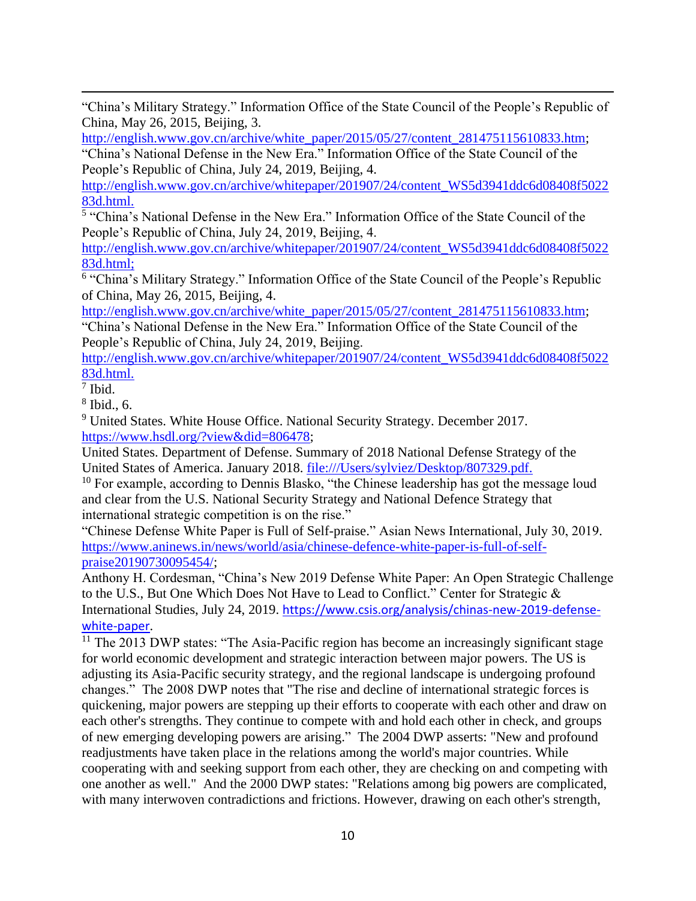"China's Military Strategy." Information Office of the State Council of the People's Republic of China, May 26, 2015, Beijing, 3. http://english.www.gov.cn/archive/white_paper/2015/05/27/content_281475115610833.htm; "China's National Defense in the New Era." Information Office of the State Council of the People's Republic of China, July 24, 2019, Beijing, 4. http://english.www.gov.cn/archive/whitepaper/201907/24/content_WS5d3941ddc6d08408f502283d.html.

[5] "China's National Defense in the New Era." Information Office of the State Council of the People's Republic of China, July 24, 2019, Beijing, 4. http://english.www.gov.cn/archive/whitepaper/201907/24/content_WS5d3941ddc6d08408f502283d.html;

[6] "China's Military Strategy." Information Office of the State Council of the People's Republic of China, May 26, 2015, Beijing, 4. http://english.www.gov.cn/archive/white_paper/2015/05/27/content_281475115610833.htm; "China's National Defense in the New Era." Information Office of the State Council of the People's Republic of China, July 24, 2019, Beijing. http://english.www.gov.cn/archive/whitepaper/201907/24/content_WS5d3941ddc6d08408f502283d.html.

[7] Ibid.

[8] Ibid., 6.

[9] United States. White House Office. National Security Strategy. December 2017. https://www.hsdl.org/?view&did=806478; United States. Department of Defense. Summary of 2018 National Defense Strategy of the United States of America. January 2018. file:///Users/sylviez/Desktop/807329.pdf.

[10] For example, according to Dennis Blasko, "the Chinese leadership has got the message loud and clear from the U.S. National Security Strategy and National Defence Strategy that international strategic competition is on the rise." "Chinese Defense White Paper is Full of Self-praise." Asian News International, July 30, 2019. https://www.aninews.in/news/world/asia/chinese-defence-white-paper-is-full-of-self-praise20190730095454/; Anthony H. Cordesman, "China's New 2019 Defense White Paper: An Open Strategic Challenge to the U.S., But One Which Does Not Have to Lead to Conflict." Center for Strategic & International Studies, July 24, 2019. https://www.csis.org/analysis/chinas-new-2019-defense-white-paper.

[11] The 2013 DWP states: "The Asia-Pacific region has become an increasingly significant stage for world economic development and strategic interaction between major powers. The US is adjusting its Asia-Pacific security strategy, and the regional landscape is undergoing profound changes." The 2008 DWP notes that "The rise and decline of international strategic forces is quickening, major powers are stepping up their efforts to cooperate with each other and draw on each other's strengths. They continue to compete with and hold each other in check, and groups of new emerging developing powers are arising." The 2004 DWP asserts: "New and profound readjustments have taken place in the relations among the world's major countries. While cooperating with and seeking support from each other, they are checking on and competing with one another as well." And the 2000 DWP states: "Relations among big powers are complicated, with many interwoven contradictions and frictions. However, drawing on each other's strength,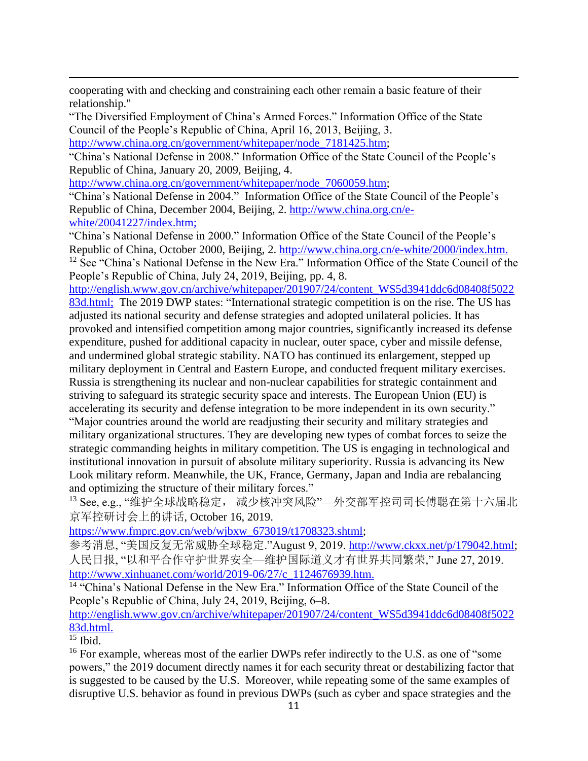cooperating with and checking and constraining each other remain a basic feature of their relationship."

"The Diversified Employment of China's Armed Forces." Information Office of the State Council of the People's Republic of China, April 16, 2013, Beijing, 3. http://www.china.org.cn/government/whitepaper/node_7181425.htm;

"China's National Defense in 2008." Information Office of the State Council of the People's Republic of China, January 20, 2009, Beijing, 4. http://www.china.org.cn/government/whitepaper/node_7060059.htm;

"China's National Defense in 2004." Information Office of the State Council of the People's Republic of China, December 2004, Beijing, 2. http://www.china.org.cn/e-white/20041227/index.htm;

"China's National Defense in 2000." Information Office of the State Council of the People's Republic of China, October 2000, Beijing, 2. http://www.china.org.cn/e-white/2000/index.htm.

[12] See "China's National Defense in the New Era." Information Office of the State Council of the People's Republic of China, July 24, 2019, Beijing, pp. 4, 8. http://english.www.gov.cn/archive/whitepaper/201907/24/content_WS5d3941ddc6d08408f502283d.html; The 2019 DWP states: "International strategic competition is on the rise. The US has adjusted its national security and defense strategies and adopted unilateral policies. It has provoked and intensified competition among major countries, significantly increased its defense expenditure, pushed for additional capacity in nuclear, outer space, cyber and missile defense, and undermined global strategic stability. NATO has continued its enlargement, stepped up military deployment in Central and Eastern Europe, and conducted frequent military exercises. Russia is strengthening its nuclear and non-nuclear capabilities for strategic containment and striving to safeguard its strategic security space and interests. The European Union (EU) is accelerating its security and defense integration to be more independent in its own security." "Major countries around the world are readjusting their security and military strategies and military organizational structures. They are developing new types of combat forces to seize the strategic commanding heights in military competition. The US is engaging in technological and institutional innovation in pursuit of absolute military superiority. Russia is advancing its New Look military reform. Meanwhile, the UK, France, Germany, Japan and India are rebalancing and optimizing the structure of their military forces."

[13] See, e.g., "维护全球战略稳定， 减少核冲突风险"—外交部军控司司长傅聪在第十六届北京军控研讨会上的讲话, October 16, 2019. https://www.fmprc.gov.cn/web/wjbxw_673019/t1708323.shtml; 参考消息, "美国反复无常威胁全球稳定."August 9, 2019. http://www.ckxx.net/p/179042.html; 人民日报, "以和平合作守护世界安全—维护国际道义才有世界共同繁荣," June 27, 2019. http://www.xinhuanet.com/world/2019-06/27/c_1124676939.htm.

[14] "China's National Defense in the New Era." Information Office of the State Council of the People's Republic of China, July 24, 2019, Beijing, 6–8. http://english.www.gov.cn/archive/whitepaper/201907/24/content_WS5d3941ddc6d08408f502283d.html.

[15] Ibid.

[16] For example, whereas most of the earlier DWPs refer indirectly to the U.S. as one of "some powers," the 2019 document directly names it for each security threat or destabilizing factor that is suggested to be caused by the U.S. Moreover, while repeating some of the same examples of disruptive U.S. behavior as found in previous DWPs (such as cyber and space strategies and the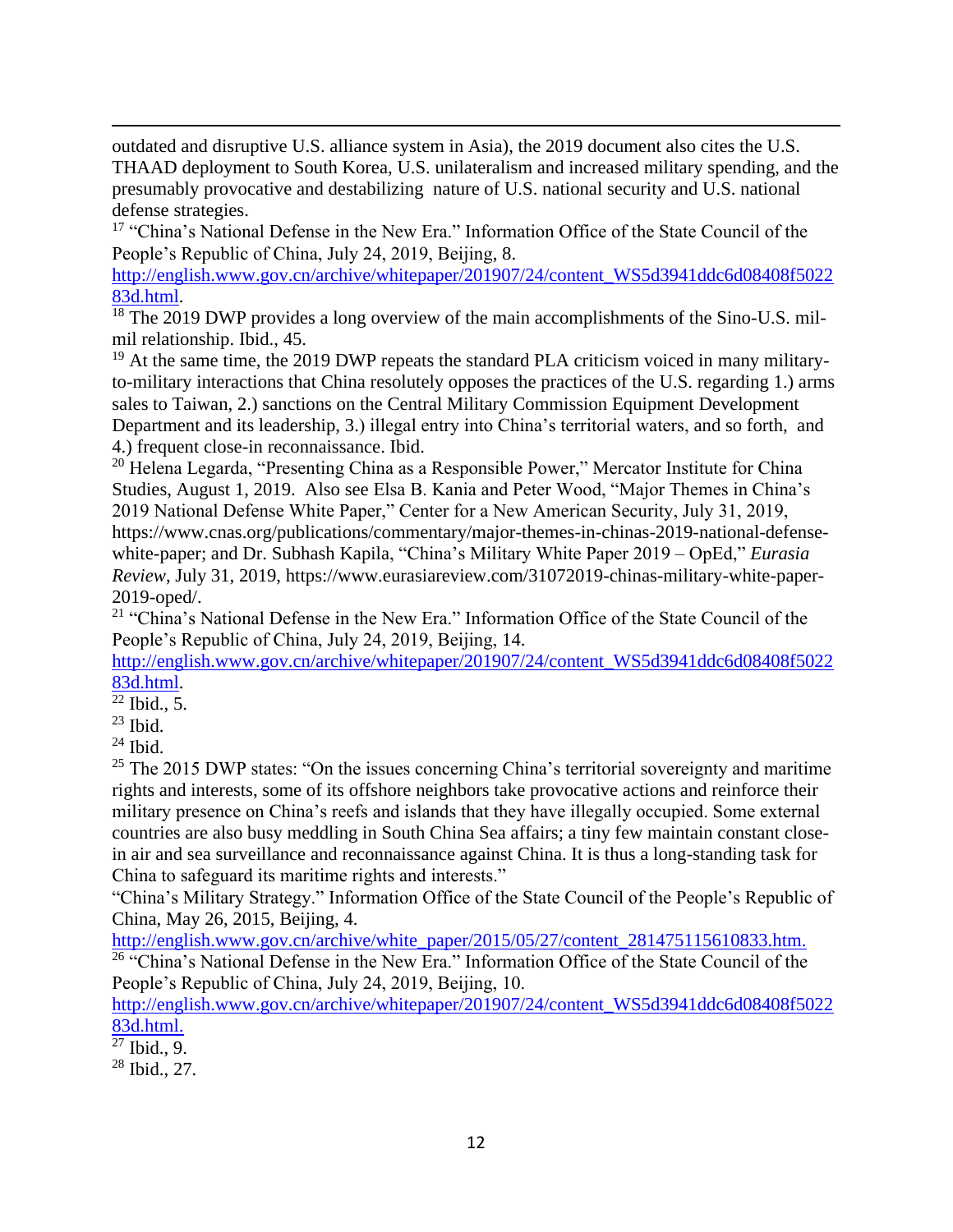outdated and disruptive U.S. alliance system in Asia), the 2019 document also cites the U.S. THAAD deployment to South Korea, U.S. unilateralism and increased military spending, and the presumably provocative and destabilizing nature of U.S. national security and U.S. national defense strategies.

[17] "China's National Defense in the New Era." Information Office of the State Council of the People's Republic of China, July 24, 2019, Beijing, 8. http://english.www.gov.cn/archive/whitepaper/201907/24/content_WS5d3941ddc6d08408f502283d.html.

[18] The 2019 DWP provides a long overview of the main accomplishments of the Sino-U.S. mil-mil relationship. Ibid., 45.

[19] At the same time, the 2019 DWP repeats the standard PLA criticism voiced in many military-to-military interactions that China resolutely opposes the practices of the U.S. regarding 1.) arms sales to Taiwan, 2.) sanctions on the Central Military Commission Equipment Development Department and its leadership, 3.) illegal entry into China's territorial waters, and so forth, and 4.) frequent close-in reconnaissance. Ibid.

[20] Helena Legarda, "Presenting China as a Responsible Power," Mercator Institute for China Studies, August 1, 2019. Also see Elsa B. Kania and Peter Wood, "Major Themes in China's 2019 National Defense White Paper," Center for a New American Security, July 31, 2019, https://www.cnas.org/publications/commentary/major-themes-in-chinas-2019-national-defense-white-paper; and Dr. Subhash Kapila, "China's Military White Paper 2019 – OpEd," *Eurasia Review*, July 31, 2019, https://www.eurasiareview.com/31072019-chinas-military-white-paper-2019-oped/.

[21] "China's National Defense in the New Era." Information Office of the State Council of the People's Republic of China, July 24, 2019, Beijing, 14. http://english.www.gov.cn/archive/whitepaper/201907/24/content_WS5d3941ddc6d08408f502283d.html.

[22] Ibid., 5.

[23] Ibid.

[24] Ibid.

[25] The 2015 DWP states: "On the issues concerning China's territorial sovereignty and maritime rights and interests, some of its offshore neighbors take provocative actions and reinforce their military presence on China's reefs and islands that they have illegally occupied. Some external countries are also busy meddling in South China Sea affairs; a tiny few maintain constant close-in air and sea surveillance and reconnaissance against China. It is thus a long-standing task for China to safeguard its maritime rights and interests."
"China's Military Strategy." Information Office of the State Council of the People's Republic of China, May 26, 2015, Beijing, 4. http://english.www.gov.cn/archive/white_paper/2015/05/27/content_281475115610833.htm.

[26] "China's National Defense in the New Era." Information Office of the State Council of the People's Republic of China, July 24, 2019, Beijing, 10. http://english.www.gov.cn/archive/whitepaper/201907/24/content_WS5d3941ddc6d08408f502283d.html.

[27] Ibid., 9.

[28] Ibid., 27.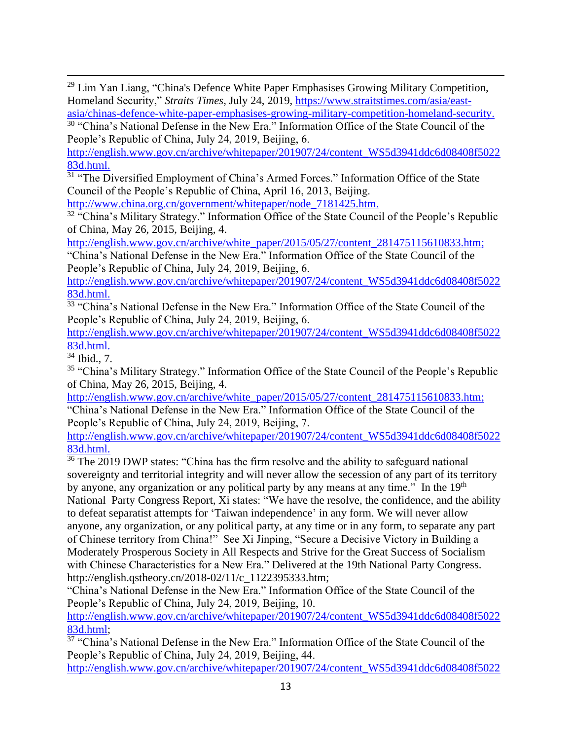[29] Lim Yan Liang, "China's Defence White Paper Emphasises Growing Military Competition, Homeland Security," *Straits Times*, July 24, 2019, https://www.straitstimes.com/asia/east-asia/chinas-defence-white-paper-emphasises-growing-military-competition-homeland-security.

[30] "China's National Defense in the New Era." Information Office of the State Council of the People's Republic of China, July 24, 2019, Beijing, 6. http://english.www.gov.cn/archive/whitepaper/201907/24/content_WS5d3941ddc6d08408f502283d.html.

[31] "The Diversified Employment of China's Armed Forces." Information Office of the State Council of the People's Republic of China, April 16, 2013, Beijing. http://www.china.org.cn/government/whitepaper/node_7181425.htm.

[32] "China's Military Strategy." Information Office of the State Council of the People's Republic of China, May 26, 2015, Beijing, 4. http://english.www.gov.cn/archive/white_paper/2015/05/27/content_281475115610833.htm; "China's National Defense in the New Era." Information Office of the State Council of the People's Republic of China, July 24, 2019, Beijing, 6. http://english.www.gov.cn/archive/whitepaper/201907/24/content_WS5d3941ddc6d08408f502283d.html.

[33] "China's National Defense in the New Era." Information Office of the State Council of the People's Republic of China, July 24, 2019, Beijing, 6. http://english.www.gov.cn/archive/whitepaper/201907/24/content_WS5d3941ddc6d08408f502283d.html.

[34] Ibid., 7.

[35] "China's Military Strategy." Information Office of the State Council of the People's Republic of China, May 26, 2015, Beijing, 4. http://english.www.gov.cn/archive/white_paper/2015/05/27/content_281475115610833.htm; "China's National Defense in the New Era." Information Office of the State Council of the People's Republic of China, July 24, 2019, Beijing, 7. http://english.www.gov.cn/archive/whitepaper/201907/24/content_WS5d3941ddc6d08408f502283d.html.

[36] The 2019 DWP states: "China has the firm resolve and the ability to safeguard national sovereignty and territorial integrity and will never allow the secession of any part of its territory by anyone, any organization or any political party by any means at any time." In the 19th National Party Congress Report, Xi states: "We have the resolve, the confidence, and the ability to defeat separatist attempts for 'Taiwan independence' in any form. We will never allow anyone, any organization, or any political party, at any time or in any form, to separate any part of Chinese territory from China!" See Xi Jinping, "Secure a Decisive Victory in Building a Moderately Prosperous Society in All Respects and Strive for the Great Success of Socialism with Chinese Characteristics for a New Era." Delivered at the 19th National Party Congress. http://english.qstheory.cn/2018-02/11/c_1122395333.htm; "China's National Defense in the New Era." Information Office of the State Council of the People's Republic of China, July 24, 2019, Beijing, 10. http://english.www.gov.cn/archive/whitepaper/201907/24/content_WS5d3941ddc6d08408f502283d.html;

[37] "China's National Defense in the New Era." Information Office of the State Council of the People's Republic of China, July 24, 2019, Beijing, 44. http://english.www.gov.cn/archive/whitepaper/201907/24/content_WS5d3941ddc6d08408f5022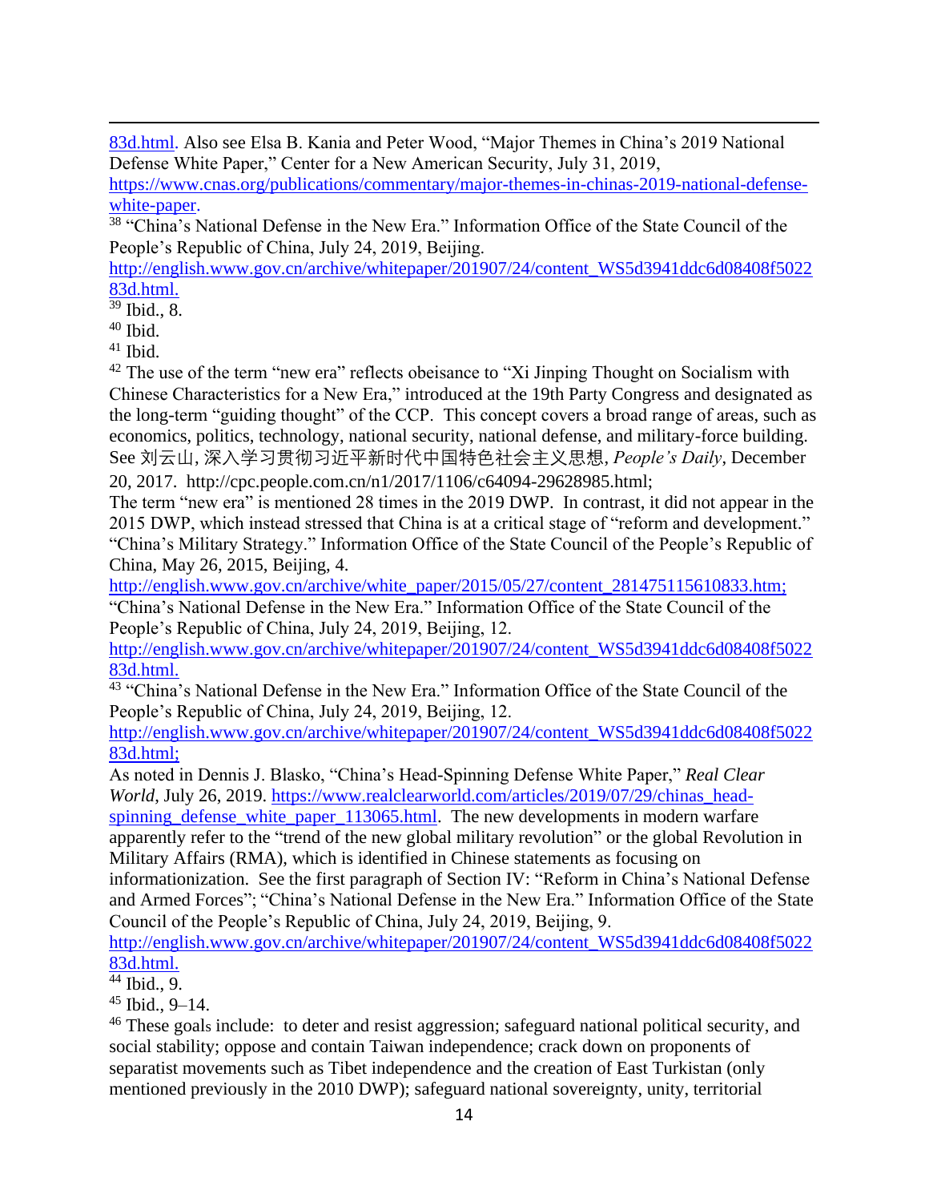83d.html. Also see Elsa B. Kania and Peter Wood, "Major Themes in China's 2019 National Defense White Paper," Center for a New American Security, July 31, 2019, https://www.cnas.org/publications/commentary/major-themes-in-chinas-2019-national-defense-white-paper.

[38] "China's National Defense in the New Era." Information Office of the State Council of the People's Republic of China, July 24, 2019, Beijing. http://english.www.gov.cn/archive/whitepaper/201907/24/content_WS5d3941ddc6d08408f502283d.html.

[39] Ibid., 8.

[40] Ibid.

[41] Ibid.

[42] The use of the term "new era" reflects obeisance to "Xi Jinping Thought on Socialism with Chinese Characteristics for a New Era," introduced at the 19th Party Congress and designated as the long-term "guiding thought" of the CCP. This concept covers a broad range of areas, such as economics, politics, technology, national security, national defense, and military-force building. See 刘云山, 深入学习贯彻习近平新时代中国特色社会主义思想, *People's Daily*, December 20, 2017. http://cpc.people.com.cn/n1/2017/1106/c64094-29628985.html;
The term "new era" is mentioned 28 times in the 2019 DWP. In contrast, it did not appear in the 2015 DWP, which instead stressed that China is at a critical stage of "reform and development." "China's Military Strategy." Information Office of the State Council of the People's Republic of China, May 26, 2015, Beijing, 4. http://english.www.gov.cn/archive/white_paper/2015/05/27/content_281475115610833.htm; "China's National Defense in the New Era." Information Office of the State Council of the People's Republic of China, July 24, 2019, Beijing, 12. http://english.www.gov.cn/archive/whitepaper/201907/24/content_WS5d3941ddc6d08408f502283d.html.

[43] "China's National Defense in the New Era." Information Office of the State Council of the People's Republic of China, July 24, 2019, Beijing, 12. http://english.www.gov.cn/archive/whitepaper/201907/24/content_WS5d3941ddc6d08408f502283d.html;
As noted in Dennis J. Blasko, "China's Head-Spinning Defense White Paper," *Real Clear World*, July 26, 2019. https://www.realclearworld.com/articles/2019/07/29/chinas_head-spinning_defense_white_paper_113065.html. The new developments in modern warfare apparently refer to the "trend of the new global military revolution" or the global Revolution in Military Affairs (RMA), which is identified in Chinese statements as focusing on informationization. See the first paragraph of Section IV: "Reform in China's National Defense and Armed Forces"; "China's National Defense in the New Era." Information Office of the State Council of the People's Republic of China, July 24, 2019, Beijing, 9. http://english.www.gov.cn/archive/whitepaper/201907/24/content_WS5d3941ddc6d08408f502283d.html.

[44] Ibid., 9.

[45] Ibid., 9–14.

[46] These goals include: to deter and resist aggression; safeguard national political security, and social stability; oppose and contain Taiwan independence; crack down on proponents of separatist movements such as Tibet independence and the creation of East Turkistan (only mentioned previously in the 2010 DWP); safeguard national sovereignty, unity, territorial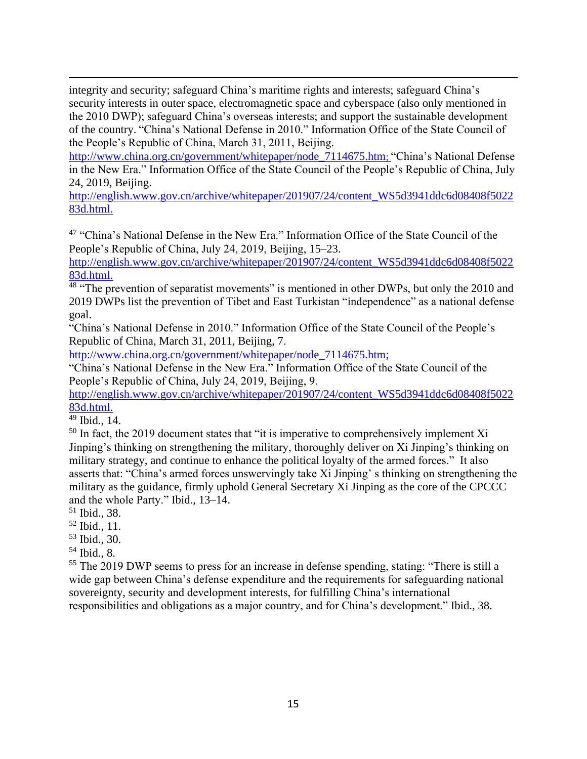integrity and security; safeguard China's maritime rights and interests; safeguard China's security interests in outer space, electromagnetic space and cyberspace (also only mentioned in the 2010 DWP); safeguard China's overseas interests; and support the sustainable development of the country. "China's National Defense in 2010." Information Office of the State Council of the People's Republic of China, March 31, 2011, Beijing. http://www.china.org.cn/government/whitepaper/node_7114675.htm; "China's National Defense in the New Era." Information Office of the State Council of the People's Republic of China, July 24, 2019, Beijing. http://english.www.gov.cn/archive/whitepaper/201907/24/content_WS5d3941ddc6d08408f502283d.html.

[47] "China's National Defense in the New Era." Information Office of the State Council of the People's Republic of China, July 24, 2019, Beijing, 15–23. http://english.www.gov.cn/archive/whitepaper/201907/24/content_WS5d3941ddc6d08408f502283d.html.

[48] "The prevention of separatist movements" is mentioned in other DWPs, but only the 2010 and 2019 DWPs list the prevention of Tibet and East Turkistan "independence" as a national defense goal.
"China's National Defense in 2010." Information Office of the State Council of the People's Republic of China, March 31, 2011, Beijing, 7. http://www.china.org.cn/government/whitepaper/node_7114675.htm;
"China's National Defense in the New Era." Information Office of the State Council of the People's Republic of China, July 24, 2019, Beijing, 9. http://english.www.gov.cn/archive/whitepaper/201907/24/content_WS5d3941ddc6d08408f502283d.html.

[49] Ibid., 14.

[50] In fact, the 2019 document states that "it is imperative to comprehensively implement Xi Jinping's thinking on strengthening the military, thoroughly deliver on Xi Jinping's thinking on military strategy, and continue to enhance the political loyalty of the armed forces." It also asserts that: "China's armed forces unswervingly take Xi Jinping' s thinking on strengthening the military as the guidance, firmly uphold General Secretary Xi Jinping as the core of the CPCCC and the whole Party." Ibid., 13–14.

[51] Ibid., 38.

[52] Ibid., 11.

[53] Ibid., 30.

[54] Ibid., 8.

[55] The 2019 DWP seems to press for an increase in defense spending, stating: "There is still a wide gap between China's defense expenditure and the requirements for safeguarding national sovereignty, security and development interests, for fulfilling China's international responsibilities and obligations as a major country, and for China's development." Ibid., 38.